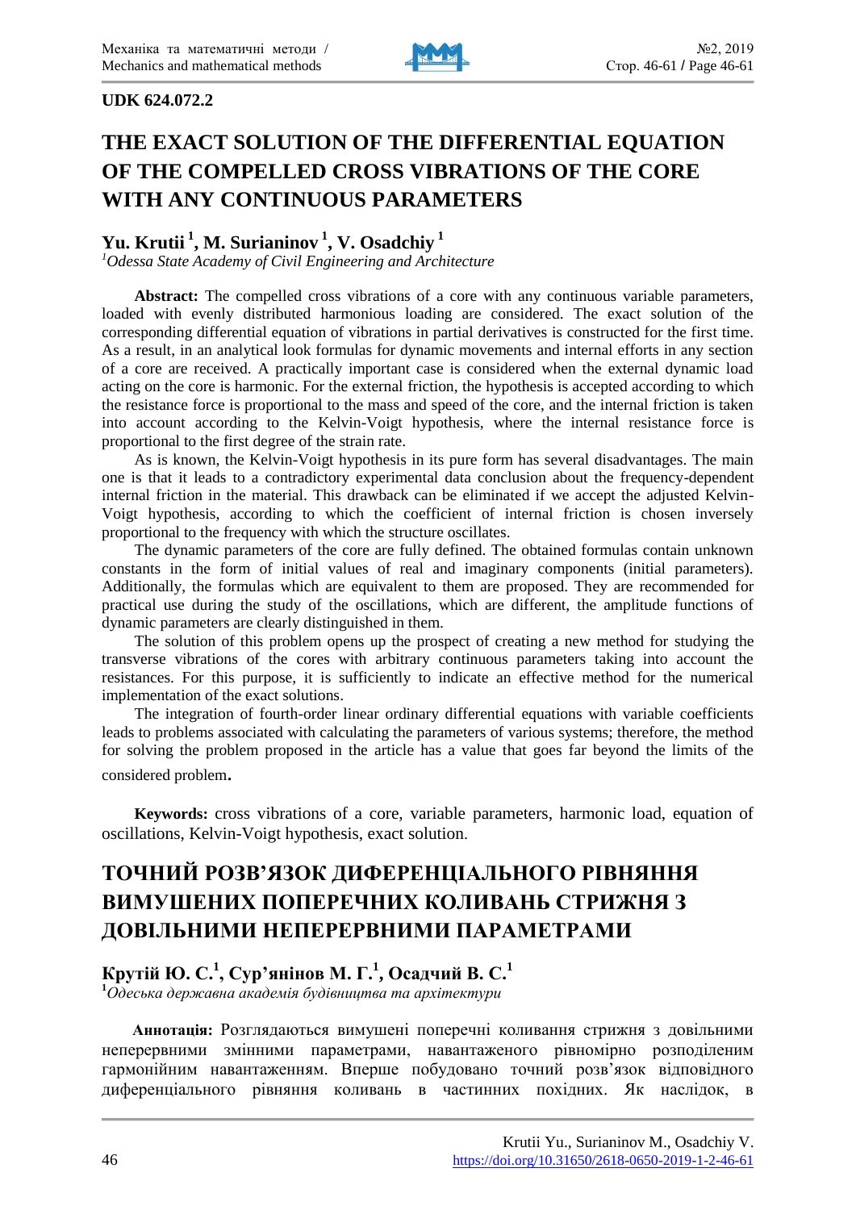**UDK 624.072.2**

# THE EXACT SOLUTION OF THE DIFFERENTIAL EQUATION OF THE COMPELLED CROSS VIBRATIONS OF THE CORE WITH ANY CONTINUOUS PARAMETERS

## Yu. Krutii [1], M. Surianinov [1], V. Osadchiy [1]

[1]*Odessa State Academy of Civil Engineering and Architecture*

**Abstract:** The compelled cross vibrations of a core with any continuous variable parameters, loaded with evenly distributed harmonious loading are considered. The exact solution of the corresponding differential equation of vibrations in partial derivatives is constructed for the first time. As a result, in an analytical look formulas for dynamic movements and internal efforts in any section of a core are received. A practically important case is considered when the external dynamic load acting on the core is harmonic. For the external friction, the hypothesis is accepted according to which the resistance force is proportional to the mass and speed of the core, and the internal friction is taken into account according to the Kelvin-Voigt hypothesis, where the internal resistance force is proportional to the first degree of the strain rate.

As is known, the Kelvin-Voigt hypothesis in its pure form has several disadvantages. The main one is that it leads to a contradictory experimental data conclusion about the frequency-dependent internal friction in the material. This drawback can be eliminated if we accept the adjusted Kelvin-Voigt hypothesis, according to which the coefficient of internal friction is chosen inversely proportional to the frequency with which the structure oscillates.

The dynamic parameters of the core are fully defined. The obtained formulas contain unknown constants in the form of initial values of real and imaginary components (initial parameters). Additionally, the formulas which are equivalent to them are proposed. They are recommended for practical use during the study of the oscillations, which are different, the amplitude functions of dynamic parameters are clearly distinguished in them.

The solution of this problem opens up the prospect of creating a new method for studying the transverse vibrations of the cores with arbitrary continuous parameters taking into account the resistances. For this purpose, it is sufficiently to indicate an effective method for the numerical implementation of the exact solutions.

The integration of fourth-order linear ordinary differential equations with variable coefficients leads to problems associated with calculating the parameters of various systems; therefore, the method for solving the problem proposed in the article has a value that goes far beyond the limits of the considered problem.

**Keywords:** cross vibrations of a core, variable parameters, harmonic load, equation of oscillations, Kelvin-Voigt hypothesis, exact solution.

# ТОЧНИЙ РОЗВ'ЯЗОК ДИФЕРЕНЦІАЛЬНОГО РІВНЯННЯ ВИМУШЕНИХ ПОПЕРЕЧНИХ КОЛИВАНЬ СТРИЖНЯ З ДОВІЛЬНИМИ НЕПЕРЕРВНИМИ ПАРАМЕТРАМИ

## Крутій Ю. С.[1], Сур'янінов М. Г.[1], Осадчий В. С.[1]

[1]*Одеська державна академія будівництва та архітектури*

**Аннотація:** Розглядаються вимушені поперечні коливання стрижня з довільними неперервними змінними параметрами, навантаженого рівномірно розподіленим гармонійним навантаженням. Вперше побудовано точний розв'язок відповідного диференціального рівняння коливань в частинних похідних. Як наслідок, в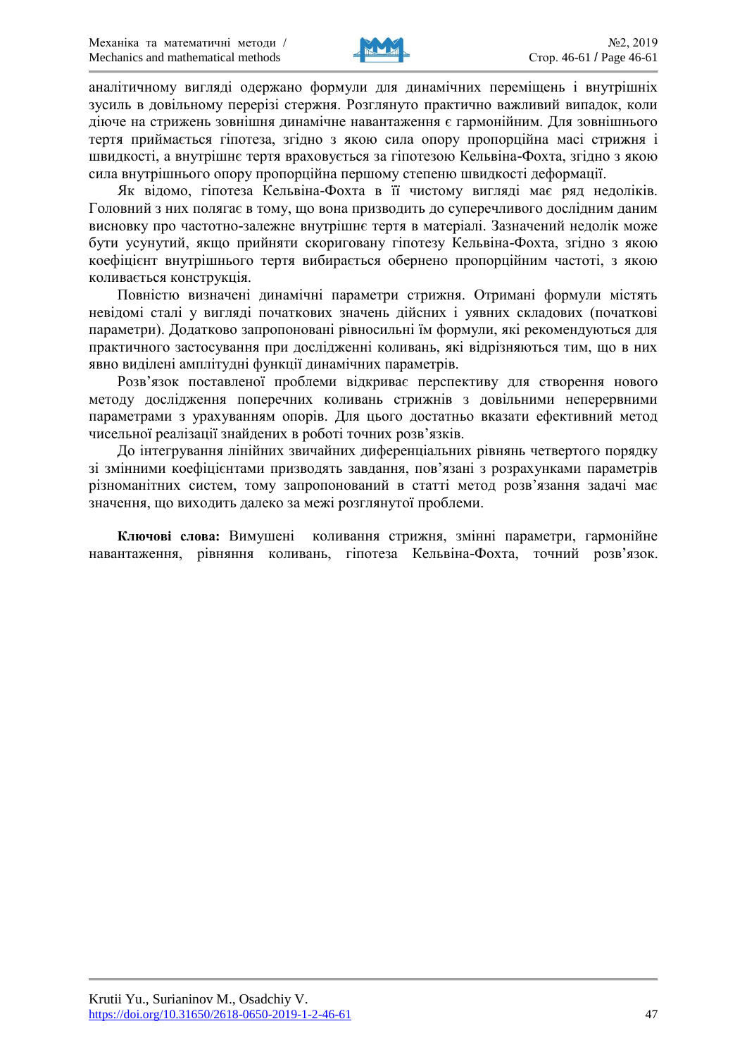аналітичному вигляді одержано формули для динамічних переміщень і внутрішніх зусиль в довільному перерізі стержня. Розглянуто практично важливий випадок, коли діюче на стрижень зовнішня динамічне навантаження є гармонійним. Для зовнішнього тертя приймається гіпотеза, згідно з якою сила опору пропорційна масі стрижня і швидкості, а внутрішнє тертя враховується за гіпотезою Кельвіна-Фохта, згідно з якою сила внутрішнього опору пропорційна першому степеню швидкості деформації.

Як відомо, гіпотеза Кельвіна-Фохта в її чистому вигляді має ряд недоліків. Головний з них полягає в тому, що вона призводить до суперечливого дослідним даним висновку про частотно-залежне внутрішнє тертя в матеріалі. Зазначений недолік може бути усунутий, якщо прийняти скориговану гіпотезу Кельвіна-Фохта, згідно з якою коефіцієнт внутрішнього тертя вибирається обернено пропорційним частоті, з якою коливається конструкція.

Повністю визначені динамічні параметри стрижня. Отримані формули містять невідомі сталі у вигляді початкових значень дійсних і уявних складових (початкові параметри). Додатково запропоновані рівносильні їм формули, які рекомендуються для практичного застосування при дослідженні коливань, які відрізняються тим, що в них явно виділені амплітудні функції динамічних параметрів.

Розв'язок поставленої проблеми відкриває перспективу для створення нового методу дослідження поперечних коливань стрижнів з довільними неперервними параметрами з урахуванням опорів. Для цього достатньо вказати ефективний метод чисельної реалізації знайдених в роботі точних розв'язків.

До інтегрування лінійних звичайних диференціальних рівнянь четвертого порядку зі змінними коефіцієнтами призводять завдання, пов'язані з розрахунками параметрів різноманітних систем, тому запропонований в статті метод розв'язання задачі має значення, що виходить далеко за межі розглянутої проблеми.

**Ключові слова:** Вимушені коливання стрижня, змінні параметри, гармонійне навантаження, рівняння коливань, гіпотеза Кельвіна-Фохта, точний розв'язок.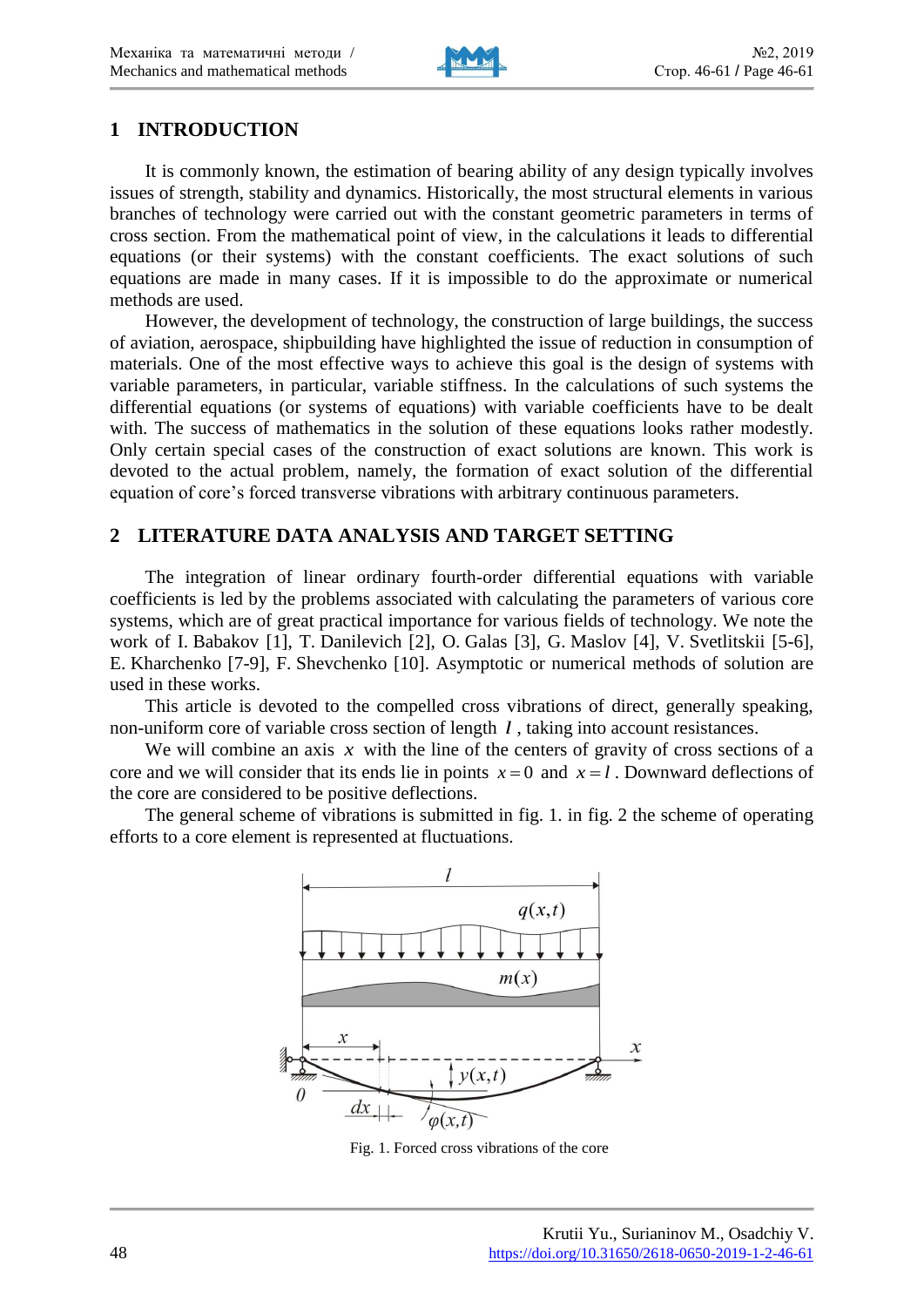## 1 INTRODUCTION

It is commonly known, the estimation of bearing ability of any design typically involves issues of strength, stability and dynamics. Historically, the most structural elements in various branches of technology were carried out with the constant geometric parameters in terms of cross section. From the mathematical point of view, in the calculations it leads to differential equations (or their systems) with the constant coefficients. The exact solutions of such equations are made in many cases. If it is impossible to do the approximate or numerical methods are used.

However, the development of technology, the construction of large buildings, the success of aviation, aerospace, shipbuilding have highlighted the issue of reduction in consumption of materials. One of the most effective ways to achieve this goal is the design of systems with variable parameters, in particular, variable stiffness. In the calculations of such systems the differential equations (or systems of equations) with variable coefficients have to be dealt with. The success of mathematics in the solution of these equations looks rather modestly. Only certain special cases of the construction of exact solutions are known. This work is devoted to the actual problem, namely, the formation of exact solution of the differential equation of core's forced transverse vibrations with arbitrary continuous parameters.

## 2 LITERATURE DATA ANALYSIS AND TARGET SETTING

The integration of linear ordinary fourth-order differential equations with variable coefficients is led by the problems associated with calculating the parameters of various core systems, which are of great practical importance for various fields of technology. We note the work of I. Babakov [1], T. Danilevich [2], O. Galas [3], G. Maslov [4], V. Svetlitskii [5-6], E. Kharchenko [7-9], F. Shevchenko [10]. Asymptotic or numerical methods of solution are used in these works.

This article is devoted to the compelled cross vibrations of direct, generally speaking, non-uniform core of variable cross section of length $l$, taking into account resistances.

We will combine an axis $x$ with the line of the centers of gravity of cross sections of a core and we will consider that its ends lie in points $x=0$ and $x=l$. Downward deflections of the core are considered to be positive deflections.

The general scheme of vibrations is submitted in fig. 1. in fig. 2 the scheme of operating efforts to a core element is represented at fluctuations.

Fig. 1. Forced cross vibrations of the core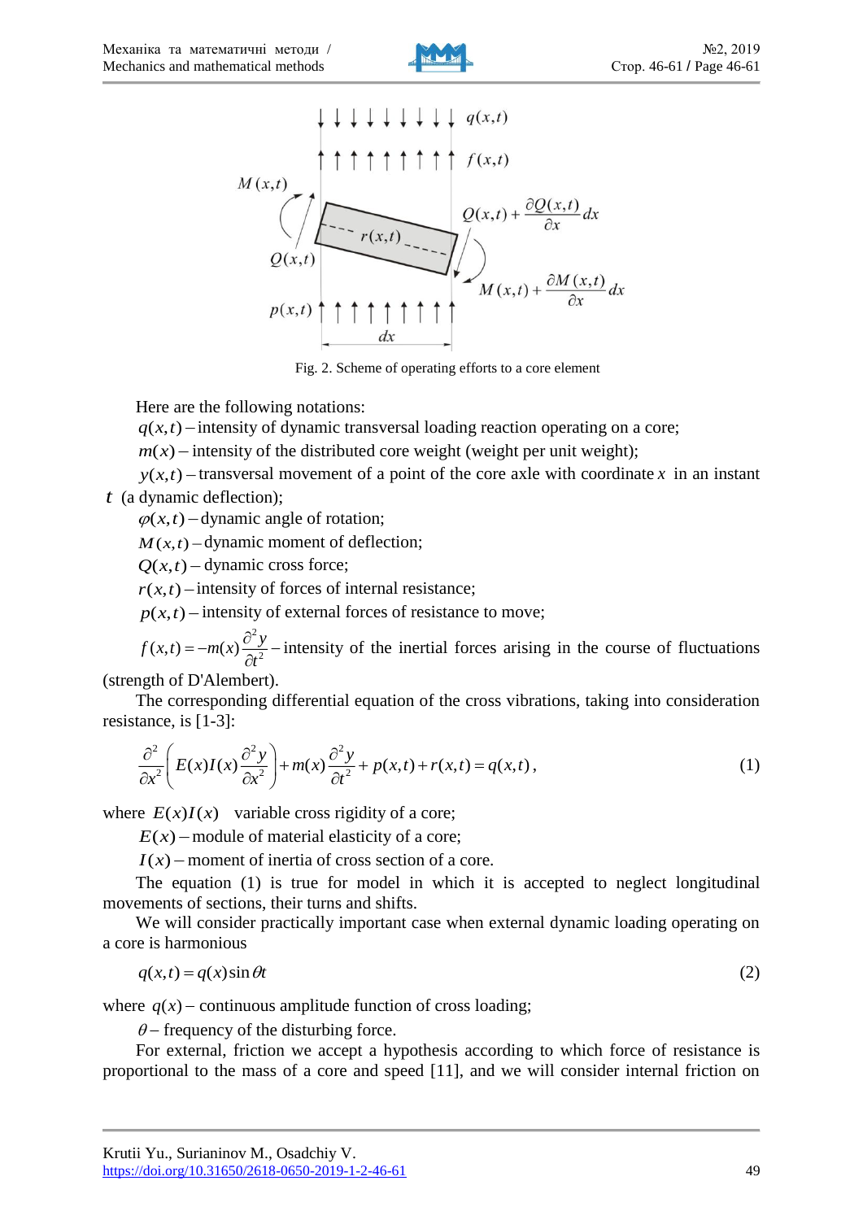Fig. 2. Scheme of operating efforts to a core element

Here are the following notations:

$q(x,t)$ – intensity of dynamic transversal loading reaction operating on a core;

$m(x)$ – intensity of the distributed core weight (weight per unit weight);

$y(x,t)$ – transversal movement of a point of the core axle with coordinate $x$ in an instant $t$ (a dynamic deflection);

$\varphi(x,t)$ – dynamic angle of rotation;

$M(x,t)$ – dynamic moment of deflection;

$Q(x,t)$ – dynamic cross force;

$r(x,t)$ – intensity of forces of internal resistance;

$p(x,t)$ – intensity of external forces of resistance to move;

$f(x,t) = -m(x)\dfrac{\partial^2 y}{\partial t^2}$ – intensity of the inertial forces arising in the course of fluctuations (strength of D'Alembert).

The corresponding differential equation of the cross vibrations, taking into consideration resistance, is [1-3]:

$$\frac{\partial^2}{\partial x^2}\left(E(x)I(x)\frac{\partial^2 y}{\partial x^2}\right) + m(x)\frac{\partial^2 y}{\partial t^2} + p(x,t) + r(x,t) = q(x,t), \tag{1}$$

where $E(x)I(x)$ variable cross rigidity of a core;

$E(x)$ – module of material elasticity of a core;

$I(x)$ – moment of inertia of cross section of a core.

The equation (1) is true for model in which it is accepted to neglect longitudinal movements of sections, their turns and shifts.

We will consider practically important case when external dynamic loading operating on a core is harmonious

$$q(x,t) = q(x)\sin\theta t \tag{2}$$

where $q(x)$ – continuous amplitude function of cross loading;

$\theta$ – frequency of the disturbing force.

For external, friction we accept a hypothesis according to which force of resistance is proportional to the mass of a core and speed [11], and we will consider internal friction on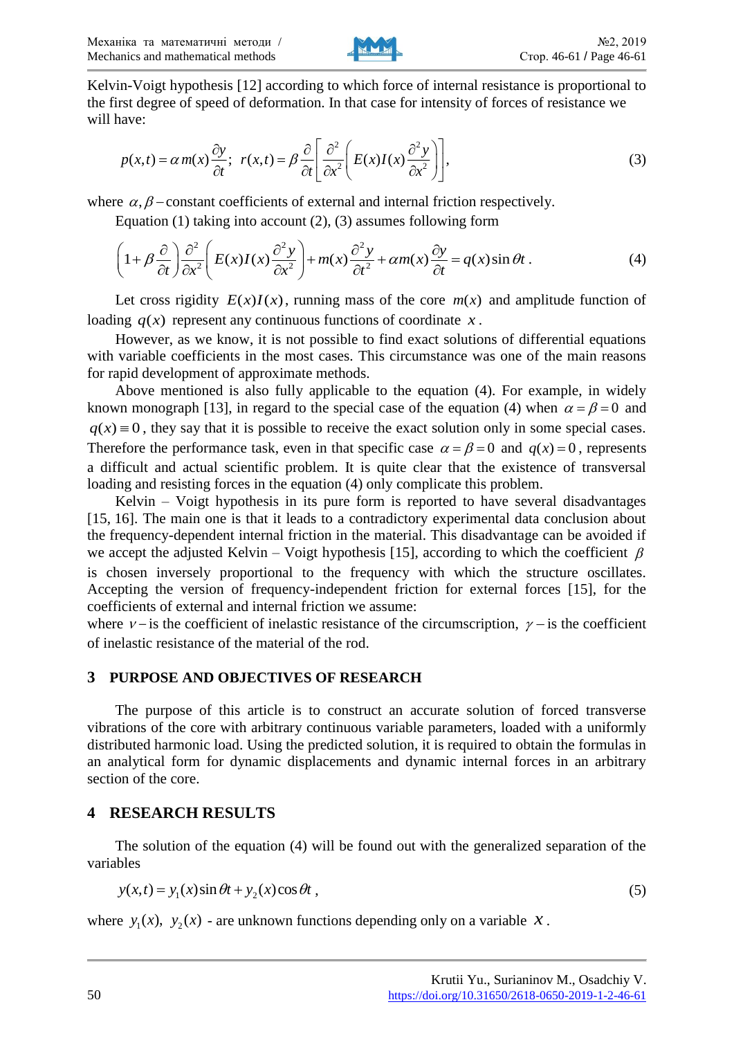Kelvin-Voigt hypothesis [12] according to which force of internal resistance is proportional to the first degree of speed of deformation. In that case for intensity of forces of resistance we will have:

$$p(x,t) = \alpha\, m(x)\frac{\partial y}{\partial t};\;\; r(x,t) = \beta\frac{\partial}{\partial t}\left[\frac{\partial^2}{\partial x^2}\left(E(x)I(x)\frac{\partial^2 y}{\partial x^2}\right)\right], \tag{3}$$

where $\alpha, \beta$ – constant coefficients of external and internal friction respectively.

Equation (1) taking into account (2), (3) assumes following form

$$\left(1+\beta\frac{\partial}{\partial t}\right)\frac{\partial^2}{\partial x^2}\left(E(x)I(x)\frac{\partial^2 y}{\partial x^2}\right) + m(x)\frac{\partial^2 y}{\partial t^2} + \alpha m(x)\frac{\partial y}{\partial t} = q(x)\sin\theta t\,. \tag{4}$$

Let cross rigidity $E(x)I(x)$, running mass of the core $m(x)$ and amplitude function of loading $q(x)$ represent any continuous functions of coordinate $x$.

However, as we know, it is not possible to find exact solutions of differential equations with variable coefficients in the most cases. This circumstance was one of the main reasons for rapid development of approximate methods.

Above mentioned is also fully applicable to the equation (4). For example, in widely known monograph [13], in regard to the special case of the equation (4) when $\alpha = \beta = 0$ and $q(x) \equiv 0$, they say that it is possible to receive the exact solution only in some special cases. Therefore the performance task, even in that specific case $\alpha = \beta = 0$ and $q(x) = 0$, represents a difficult and actual scientific problem. It is quite clear that the existence of transversal loading and resisting forces in the equation (4) only complicate this problem.

Kelvin – Voigt hypothesis in its pure form is reported to have several disadvantages [15, 16]. The main one is that it leads to a contradictory experimental data conclusion about the frequency-dependent internal friction in the material. This disadvantage can be avoided if we accept the adjusted Kelvin – Voigt hypothesis [15], according to which the coefficient $\beta$ is chosen inversely proportional to the frequency with which the structure oscillates. Accepting the version of frequency-independent friction for external forces [15], for the coefficients of external and internal friction we assume:

where $\nu$ – is the coefficient of inelastic resistance of the circumscription, $\gamma$ – is the coefficient of inelastic resistance of the material of the rod.

## 3 PURPOSE AND OBJECTIVES OF RESEARCH

The purpose of this article is to construct an accurate solution of forced transverse vibrations of the core with arbitrary continuous variable parameters, loaded with a uniformly distributed harmonic load. Using the predicted solution, it is required to obtain the formulas in an analytical form for dynamic displacements and dynamic internal forces in an arbitrary section of the core.

## 4 RESEARCH RESULTS

The solution of the equation (4) will be found out with the generalized separation of the variables

$$y(x,t) = y_1(x)\sin\theta t + y_2(x)\cos\theta t\,, \tag{5}$$

where $y_1(x),\; y_2(x)$ - are unknown functions depending only on a variable $x$.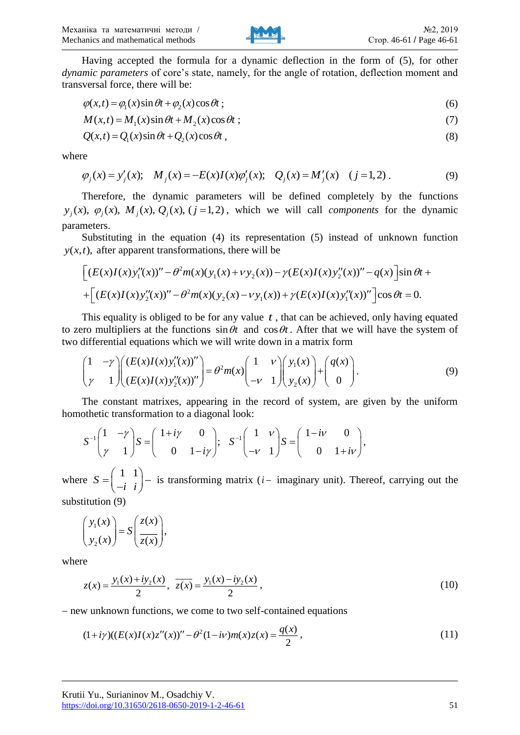Having accepted the formula for a dynamic deflection in the form of (5), for other *dynamic parameters* of core's state, namely, for the angle of rotation, deflection moment and transversal force, there will be:

$$\varphi(x,t) = \varphi_1(x)\sin\theta t + \varphi_2(x)\cos\theta t\,; \tag{6}$$

$$M(x,t) = M_1(x)\sin\theta t + M_2(x)\cos\theta t\,; \tag{7}$$

$$Q(x,t) = Q_1(x)\sin\theta t + Q_2(x)\cos\theta t\,, \tag{8}$$

where

$$\varphi_j(x) = y_j'(x); \quad M_j(x) = -E(x)I(x)\varphi_j'(x); \quad Q_j(x) = M_j'(x) \quad (j = 1,2)\,. \tag{9}$$

Therefore, the dynamic parameters will be defined completely by the functions $y_j(x),\ \varphi_j(x),\ M_j(x),\ Q_j(x),\ (j = 1,2)$, which we will call *components* for the dynamic parameters.

Substituting in the equation (4) its representation (5) instead of unknown function $y(x,t)$, after apparent transformations, there will be

$$\left[(E(x)I(x)y_1''(x))'' - \theta^2 m(x)(y_1(x) + \nu y_2(x)) - \gamma(E(x)I(x)y_2''(x))'' - q(x)\right]\sin\theta t +$$
$$+\left[(E(x)I(x)y_2''(x))'' - \theta^2 m(x)(y_2(x) - \nu y_1(x)) + \gamma(E(x)I(x)y_1''(x))''\right]\cos\theta t = 0.$$

This equality is obliged to be for any value $t$, that can be achieved, only having equated to zero multipliers at the functions $\sin\theta t$ and $\cos\theta t$. After that we will have the system of two differential equations which we will write down in a matrix form

$$\begin{pmatrix} 1 & -\gamma \\ \gamma & 1 \end{pmatrix}\begin{pmatrix} (E(x)I(x)y_1''(x))'' \\ (E(x)I(x)y_2''(x))'' \end{pmatrix} = \theta^2 m(x)\begin{pmatrix} 1 & \nu \\ -\nu & 1 \end{pmatrix}\begin{pmatrix} y_1(x) \\ y_2(x) \end{pmatrix} + \begin{pmatrix} q(x) \\ 0 \end{pmatrix}. \tag{9}$$

The constant matrixes, appearing in the record of system, are given by the uniform homothetic transformation to a diagonal look:

$$S^{-1}\begin{pmatrix} 1 & -\gamma \\ \gamma & 1 \end{pmatrix}S = \begin{pmatrix} 1+i\gamma & 0 \\ 0 & 1-i\gamma \end{pmatrix}; \quad S^{-1}\begin{pmatrix} 1 & \nu \\ -\nu & 1 \end{pmatrix}S = \begin{pmatrix} 1-i\nu & 0 \\ 0 & 1+i\nu \end{pmatrix},$$

where $S = \begin{pmatrix} 1 & 1 \\ -i & i \end{pmatrix}$ – is transforming matrix ($i$ – imaginary unit). Thereof, carrying out the substitution (9)

$$\begin{pmatrix} y_1(x) \\ y_2(x) \end{pmatrix} = S\begin{pmatrix} z(x) \\ \overline{z(x)} \end{pmatrix},$$

where

$$z(x) = \frac{y_1(x) + iy_2(x)}{2},\ \ \overline{z(x)} = \frac{y_1(x) - iy_2(x)}{2}, \tag{10}$$

– new unknown functions, we come to two self-contained equations

$$(1+i\gamma)((E(x)I(x)z''(x))'' - \theta^2(1-i\nu)m(x)z(x) = \frac{q(x)}{2}, \tag{11}$$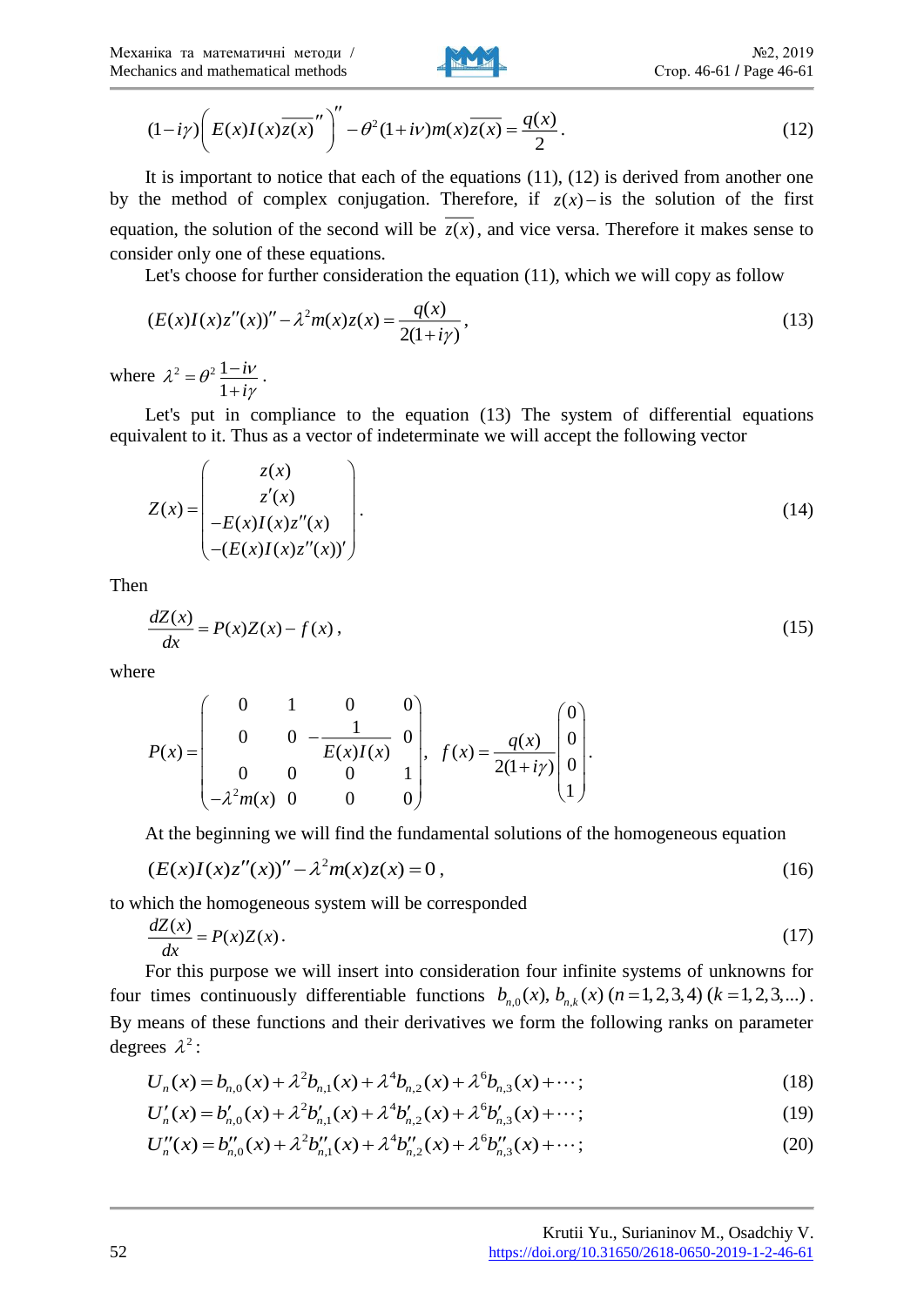$$(1-i\gamma)\left( E(x)I(x)\overline{z(x)}''\right)'' - \theta^2(1+i\nu)m(x)\overline{z(x)} = \frac{q(x)}{2}. \tag{12}$$

It is important to notice that each of the equations (11), (12) is derived from another one by the method of complex conjugation. Therefore, if $z(x)$ – is the solution of the first equation, the solution of the second will be $\overline{z(x)}$, and vice versa. Therefore it makes sense to consider only one of these equations.

Let's choose for further consideration the equation (11), which we will copy as follow

$$(E(x)I(x)z''(x))'' - \lambda^2 m(x)z(x) = \frac{q(x)}{2(1+i\gamma)}, \tag{13}$$

where $\lambda^2 = \theta^2 \dfrac{1-i\nu}{1+i\gamma}$.

Let's put in compliance to the equation (13) The system of differential equations equivalent to it. Thus as a vector of indeterminate we will accept the following vector

$$Z(x) = \begin{pmatrix} z(x) \\ z'(x) \\ -E(x)I(x)z''(x) \\ -(E(x)I(x)z''(x))' \end{pmatrix}. \tag{14}$$

Then

$$\frac{dZ(x)}{dx} = P(x)Z(x) - f(x), \tag{15}$$

where

$$P(x) = \begin{pmatrix} 0 & 1 & 0 & 0 \\ 0 & 0 & -\dfrac{1}{E(x)I(x)} & 0 \\ 0 & 0 & 0 & 1 \\ -\lambda^2 m(x) & 0 & 0 & 0 \end{pmatrix}, \quad f(x) = \frac{q(x)}{2(1+i\gamma)}\begin{pmatrix} 0 \\ 0 \\ 0 \\ 1 \end{pmatrix}.$$

At the beginning we will find the fundamental solutions of the homogeneous equation

$$(E(x)I(x)z''(x))'' - \lambda^2 m(x)z(x) = 0, \tag{16}$$

to which the homogeneous system will be corresponded

$$\frac{dZ(x)}{dx} = P(x)Z(x). \tag{17}$$

For this purpose we will insert into consideration four infinite systems of unknowns for four times continuously differentiable functions $b_{n,0}(x)$, $b_{n,k}(x)$ $(n = 1,2,3,4)$ $(k = 1,2,3,...)$. By means of these functions and their derivatives we form the following ranks on parameter degrees $\lambda^2$:

$$U_n(x) = b_{n,0}(x) + \lambda^2 b_{n,1}(x) + \lambda^4 b_{n,2}(x) + \lambda^6 b_{n,3}(x) + \cdots; \tag{18}$$

$$U_n'(x) = b_{n,0}'(x) + \lambda^2 b_{n,1}'(x) + \lambda^4 b_{n,2}'(x) + \lambda^6 b_{n,3}'(x) + \cdots; \tag{19}$$

$$U_n''(x) = b_{n,0}''(x) + \lambda^2 b_{n,1}''(x) + \lambda^4 b_{n,2}''(x) + \lambda^6 b_{n,3}''(x) + \cdots; \tag{20}$$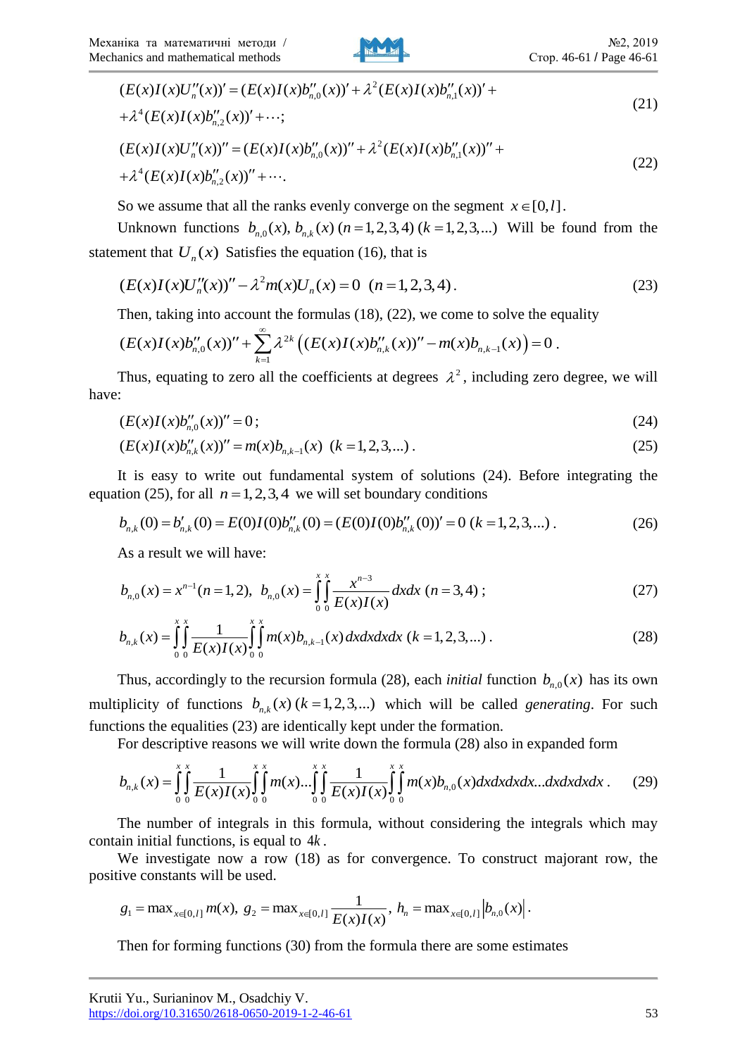$$(E(x)I(x)U_n''(x))' = (E(x)I(x)b_{n,0}''(x))' + \lambda^2 (E(x)I(x)b_{n,1}''(x))' + \\ +\lambda^4 (E(x)I(x)b_{n,2}''(x))' + \cdots; \tag{21}$$

$$(E(x)I(x)U_n''(x))'' = (E(x)I(x)b_{n,0}''(x))'' + \lambda^2 (E(x)I(x)b_{n,1}''(x))'' + \\ +\lambda^4 (E(x)I(x)b_{n,2}''(x))'' + \cdots. \tag{22}$$

So we assume that all the ranks evenly converge on the segment $x \in [0, l]$.

Unknown functions $b_{n,0}(x)$, $b_{n,k}(x)$ $(n = 1,2,3,4)$ $(k = 1,2,3,...)$ Will be found from the statement that $U_n(x)$ Satisfies the equation (16), that is

$$(E(x)I(x)U_n''(x))'' - \lambda^2 m(x)U_n(x) = 0 \quad (n = 1,2,3,4). \tag{23}$$

Then, taking into account the formulas (18), (22), we come to solve the equality

$$(E(x)I(x)b_{n,0}''(x))'' + \sum_{k=1}^{\infty} \lambda^{2k} \left( (E(x)I(x)b_{n,k}''(x))'' - m(x)b_{n,k-1}(x) \right) = 0 .$$

Thus, equating to zero all the coefficients at degrees $\lambda^2$, including zero degree, we will have:

$$(E(x)I(x)b_{n,0}''(x))'' = 0; \tag{24}$$

$$(E(x)I(x)b_{n,k}''(x))'' = m(x)b_{n,k-1}(x) \quad (k = 1,2,3,...). \tag{25}$$

It is easy to write out fundamental system of solutions (24). Before integrating the equation (25), for all $n = 1,2,3,4$ we will set boundary conditions

$$b_{n,k}(0) = b_{n,k}'(0) = E(0)I(0)b_{n,k}''(0) = (E(0)I(0)b_{n,k}''(0))' = 0 \; (k = 1,2,3,...). \tag{26}$$

As a result we will have:

$$b_{n,0}(x) = x^{n-1} (n = 1,2), \;\; b_{n,0}(x) = \int_0^x \int_0^x \frac{x^{n-3}}{E(x)I(x)} dx dx \; (n = 3,4); \tag{27}$$

$$b_{n,k}(x) = \int_0^x \int_0^x \frac{1}{E(x)I(x)} \int_0^x \int_0^x m(x) b_{n,k-1}(x) \, dx dx dx dx \; (k = 1,2,3,...). \tag{28}$$

Thus, accordingly to the recursion formula (28), each *initial* function $b_{n,0}(x)$ has its own multiplicity of functions $b_{n,k}(x)$ $(k = 1,2,3,...)$ which will be called *generating*. For such functions the equalities (23) are identically kept under the formation.

For descriptive reasons we will write down the formula (28) also in expanded form

$$b_{n,k}(x) = \int_0^x \int_0^x \frac{1}{E(x)I(x)} \int_0^x \int_0^x m(x) ... \int_0^x \int_0^x \frac{1}{E(x)I(x)} \int_0^x \int_0^x m(x) b_{n,0}(x) dx dx dx dx ... dx dx dx dx . \tag{29}$$

The number of integrals in this formula, without considering the integrals which may contain initial functions, is equal to $4k$.

We investigate now a row (18) as for convergence. To construct majorant row, the positive constants will be used.

$$g_1 = \max_{x \in [0,l]} m(x), \; g_2 = \max_{x \in [0,l]} \frac{1}{E(x)I(x)}, \; h_n = \max_{x \in [0,l]} \left| b_{n,0}(x) \right| .$$

Then for forming functions (30) from the formula there are some estimates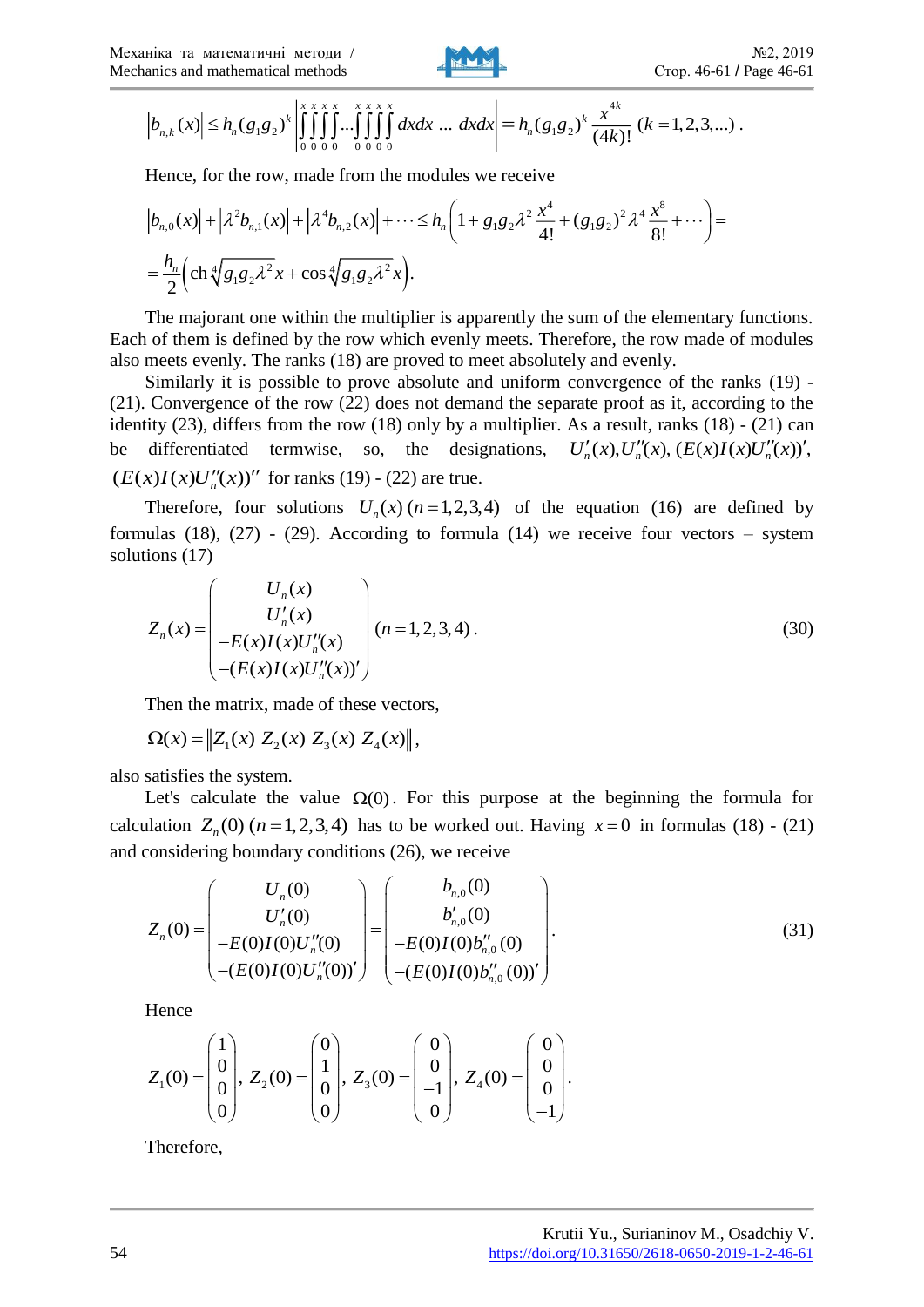$$\left|b_{n,k}(x)\right| \leq h_n(g_1 g_2)^k \left| \int_0^x\int_0^x\int_0^x\int_0^x ... \int_0^x\int_0^x\int_0^x\int_0^x dxdx \; ... \; dxdx \right| = h_n(g_1 g_2)^k \frac{x^{4k}}{(4k)!} \; (k = 1,2,3,...) .$$

Hence, for the row, made from the modules we receive

$$\left|b_{n,0}(x)\right| + \left|\lambda^2 b_{n,1}(x)\right| + \left|\lambda^4 b_{n,2}(x)\right| + \cdots \leq h_n \left( 1 + g_1 g_2 \lambda^2 \frac{x^4}{4!} + (g_1 g_2)^2 \lambda^4 \frac{x^8}{8!} + \cdots \right) =$$

$$= \frac{h_n}{2}\left( \operatorname{ch} \sqrt[4]{g_1 g_2 \lambda^2}\, x + \cos \sqrt[4]{g_1 g_2 \lambda^2}\, x \right).$$

The majorant one within the multiplier is apparently the sum of the elementary functions. Each of them is defined by the row which evenly meets. Therefore, the row made of modules also meets evenly. The ranks (18) are proved to meet absolutely and evenly.

Similarly it is possible to prove absolute and uniform convergence of the ranks (19) - (21). Convergence of the row (22) does not demand the separate proof as it, according to the identity (23), differs from the row (18) only by a multiplier. As a result, ranks (18) - (21) can be differentiated termwise, so, the designations, $U_n'(x), U_n''(x), (E(x)I(x)U_n''(x))'$, $(E(x)I(x)U_n''(x))''$ for ranks (19) - (22) are true.

Therefore, four solutions $U_n(x)\,(n = 1,2,3,4)$ of the equation (16) are defined by formulas (18), (27) - (29). According to formula (14) we receive four vectors – system solutions (17)

$$Z_n(x) = \begin{pmatrix} U_n(x) \\ U_n'(x) \\ -E(x)I(x)U_n''(x) \\ -(E(x)I(x)U_n''(x))' \end{pmatrix} (n = 1,2,3,4) . \tag{30}$$

Then the matrix, made of these vectors,

$$\Omega(x) = \left\| Z_1(x) \; Z_2(x) \; Z_3(x) \; Z_4(x) \right\|,$$

also satisfies the system.

Let's calculate the value $\Omega(0)$. For this purpose at the beginning the formula for calculation $Z_n(0)\,(n = 1,2,3,4)$ has to be worked out. Having $x = 0$ in formulas (18) - (21) and considering boundary conditions (26), we receive

$$Z_n(0) = \begin{pmatrix} U_n(0) \\ U_n'(0) \\ -E(0)I(0)U_n''(0) \\ -(E(0)I(0)U_n''(0))' \end{pmatrix} = \begin{pmatrix} b_{n,0}(0) \\ b_{n,0}'(0) \\ -E(0)I(0)b_{n,0}''(0) \\ -(E(0)I(0)b_{n,0}''(0))' \end{pmatrix}. \tag{31}$$

Hence

$$Z_1(0) = \begin{pmatrix} 1 \\ 0 \\ 0 \\ 0 \end{pmatrix},\; Z_2(0) = \begin{pmatrix} 0 \\ 1 \\ 0 \\ 0 \end{pmatrix},\; Z_3(0) = \begin{pmatrix} 0 \\ 0 \\ -1 \\ 0 \end{pmatrix},\; Z_4(0) = \begin{pmatrix} 0 \\ 0 \\ 0 \\ -1 \end{pmatrix}.$$

Therefore,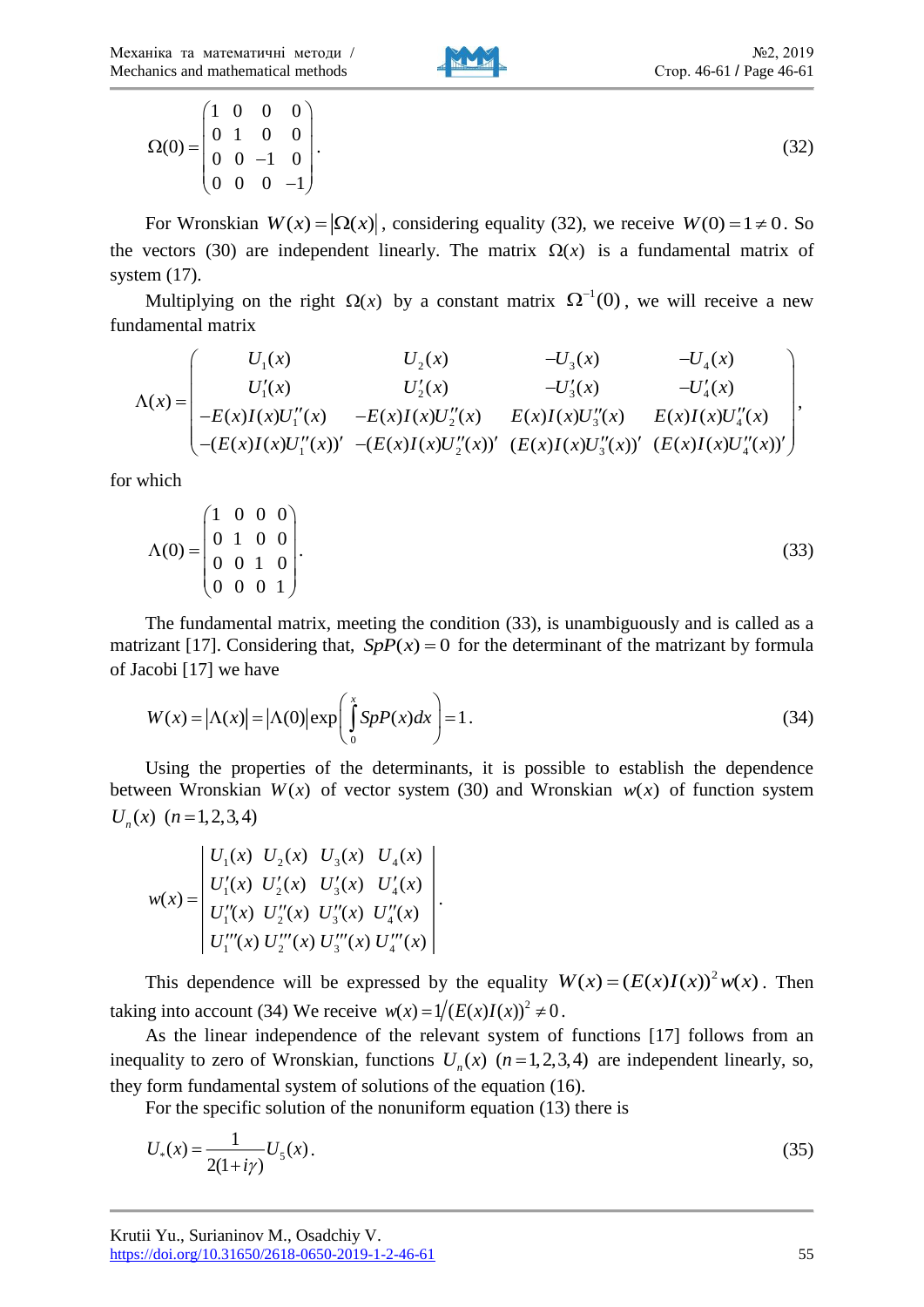$$\Omega(0)=\begin{pmatrix}1&0&0&0\\0&1&0&0\\0&0&-1&0\\0&0&0&-1\end{pmatrix}. \tag{32}$$

For Wronskian $W(x)=|\Omega(x)|$, considering equality (32), we receive $W(0)=1\neq 0$. So the vectors (30) are independent linearly. The matrix $\Omega(x)$ is a fundamental matrix of system (17).

Multiplying on the right $\Omega(x)$ by a constant matrix $\Omega^{-1}(0)$, we will receive a new fundamental matrix

$$\Lambda(x)=\begin{pmatrix}U_1(x) & U_2(x) & -U_3(x) & -U_4(x)\\ U_1'(x) & U_2'(x) & -U_3'(x) & -U_4'(x)\\ -E(x)I(x)U_1''(x) & -E(x)I(x)U_2''(x) & E(x)I(x)U_3''(x) & E(x)I(x)U_4''(x)\\ -(E(x)I(x)U_1''(x))' & -(E(x)I(x)U_2''(x))' & (E(x)I(x)U_3''(x))' & (E(x)I(x)U_4''(x))'\end{pmatrix},$$

for which

$$\Lambda(0)=\begin{pmatrix}1&0&0&0\\0&1&0&0\\0&0&1&0\\0&0&0&1\end{pmatrix}. \tag{33}$$

The fundamental matrix, meeting the condition (33), is unambiguously and is called as a matrizant [17]. Considering that, $SpP(x)=0$ for the determinant of the matrizant by formula of Jacobi [17] we have

$$W(x)=|\Lambda(x)|=|\Lambda(0)|\exp\left(\int_0^x SpP(x)dx\right)=1. \tag{34}$$

Using the properties of the determinants, it is possible to establish the dependence between Wronskian $W(x)$ of vector system (30) and Wronskian $w(x)$ of function system $U_n(x)$ $(n=1,2,3,4)$

$$w(x)=\begin{vmatrix}U_1(x) & U_2(x) & U_3(x) & U_4(x)\\ U_1'(x) & U_2'(x) & U_3'(x) & U_4'(x)\\ U_1''(x) & U_2''(x) & U_3''(x) & U_4''(x)\\ U_1'''(x) & U_2'''(x) & U_3'''(x) & U_4'''(x)\end{vmatrix}.$$

This dependence will be expressed by the equality $W(x)=(E(x)I(x))^2 w(x)$. Then taking into account (34) We receive $w(x)=1/(E(x)I(x))^2\neq 0$.

As the linear independence of the relevant system of functions [17] follows from an inequality to zero of Wronskian, functions $U_n(x)$ $(n=1,2,3,4)$ are independent linearly, so, they form fundamental system of solutions of the equation (16).

For the specific solution of the nonuniform equation (13) there is

$$U_*(x)=\frac{1}{2(1+i\gamma)}U_5(x). \tag{35}$$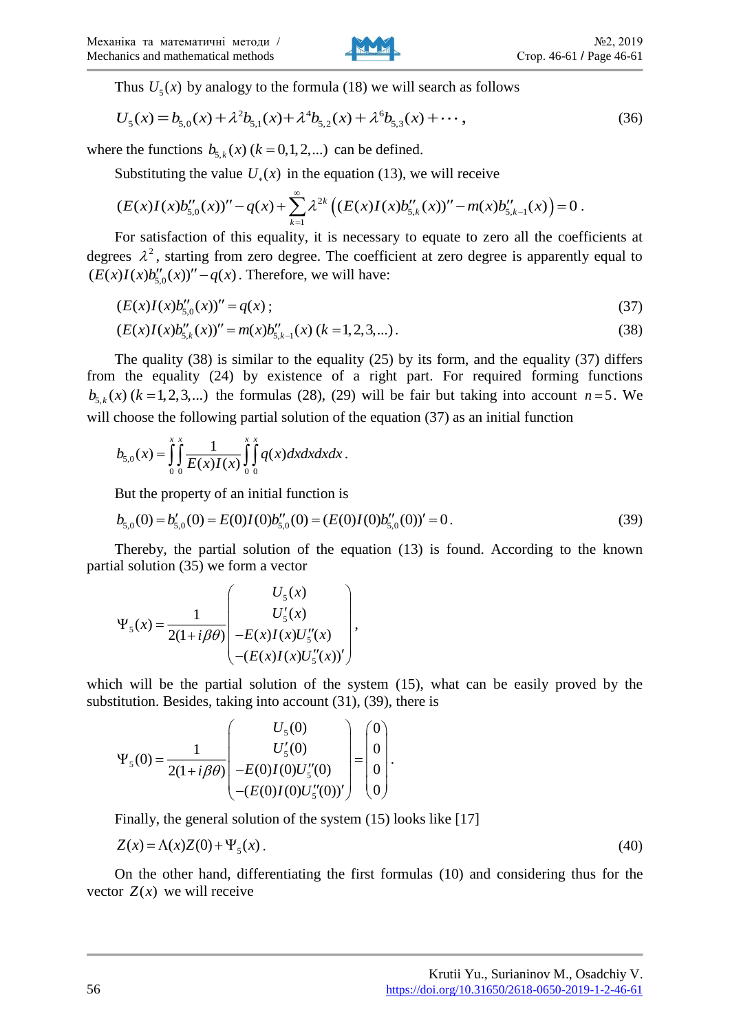Thus $U_5(x)$ by analogy to the formula (18) we will search as follows

$$U_5(x) = b_{5,0}(x) + \lambda^2 b_{5,1}(x) + \lambda^4 b_{5,2}(x) + \lambda^6 b_{5,3}(x) + \cdots, \tag{36}$$

where the functions $b_{5,k}(x)$ $(k = 0,1,2,...)$ can be defined.

Substituting the value $U_*(x)$ in the equation (13), we will receive

$$(E(x)I(x)b''_{5,0}(x))'' - q(x) + \sum_{k=1}^{\infty} \lambda^{2k} \left( (E(x)I(x)b''_{5,k}(x))'' - m(x)b''_{5,k-1}(x) \right) = 0 .$$

For satisfaction of this equality, it is necessary to equate to zero all the coefficients at degrees $\lambda^2$, starting from zero degree. The coefficient at zero degree is apparently equal to $(E(x)I(x)b''_{5,0}(x))'' - q(x)$. Therefore, we will have:

$$(E(x)I(x)b''_{5,0}(x))'' = q(x) ; \tag{37}$$

$$(E(x)I(x)b''_{5,k}(x))'' = m(x)b''_{5,k-1}(x) \ (k = 1,2,3,...) . \tag{38}$$

The quality (38) is similar to the equality (25) by its form, and the equality (37) differs from the equality (24) by existence of a right part. For required forming functions $b_{5,k}(x)$ $(k = 1,2,3,...)$ the formulas (28), (29) will be fair but taking into account $n = 5$. We will choose the following partial solution of the equation (37) as an initial function

$$b_{5,0}(x) = \int_0^x \int_0^x \frac{1}{E(x)I(x)} \int_0^x \int_0^x q(x)dxdxdxdx .$$

But the property of an initial function is

$$b_{5,0}(0) = b'_{5,0}(0) = E(0)I(0)b''_{5,0}(0) = (E(0)I(0)b''_{5,0}(0))' = 0 . \tag{39}$$

Thereby, the partial solution of the equation (13) is found. According to the known partial solution (35) we form a vector

$$\Psi_5(x) = \frac{1}{2(1+i\beta\theta)} \begin{pmatrix} U_5(x) \\ U'_5(x) \\ -E(x)I(x)U''_5(x) \\ -(E(x)I(x)U''_5(x))' \end{pmatrix},$$

which will be the partial solution of the system (15), what can be easily proved by the substitution. Besides, taking into account (31), (39), there is

$$\Psi_5(0) = \frac{1}{2(1+i\beta\theta)} \begin{pmatrix} U_5(0) \\ U'_5(0) \\ -E(0)I(0)U''_5(0) \\ -(E(0)I(0)U''_5(0))' \end{pmatrix} = \begin{pmatrix} 0 \\ 0 \\ 0 \\ 0 \end{pmatrix}.$$

Finally, the general solution of the system (15) looks like [17]

$$Z(x) = \Lambda(x)Z(0) + \Psi_5(x) . \tag{40}$$

On the other hand, differentiating the first formulas (10) and considering thus for the vector $Z(x)$ we will receive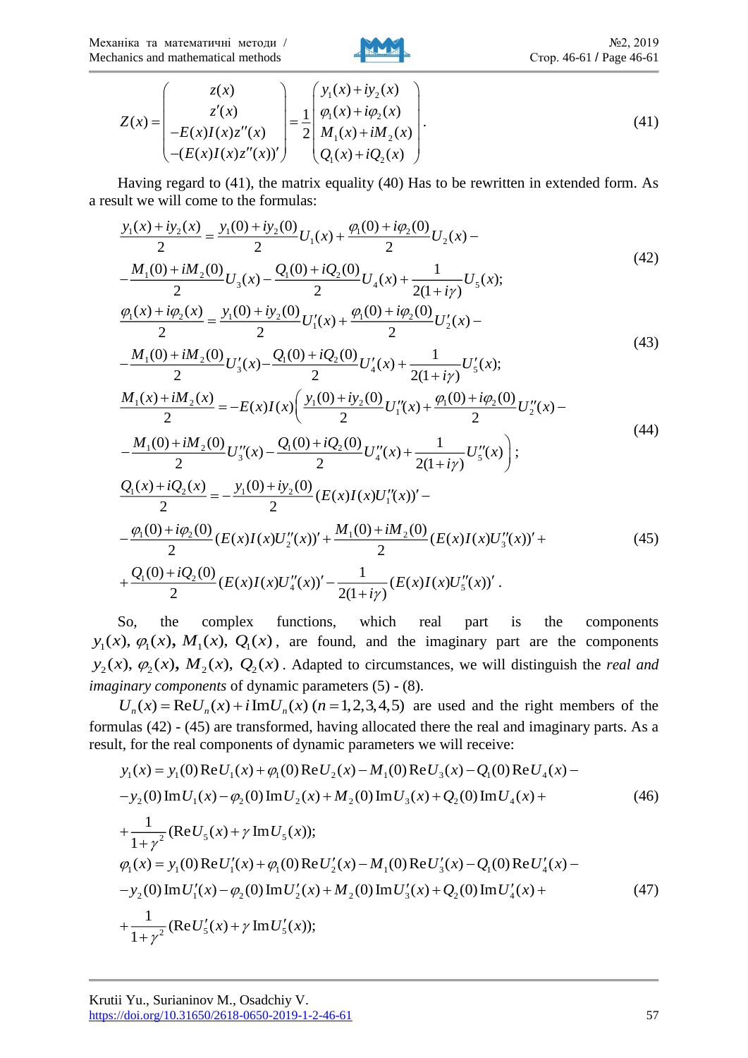$$Z(x)=\begin{pmatrix} z(x) \\ z'(x) \\ -E(x)I(x)z''(x) \\ -(E(x)I(x)z''(x))' \end{pmatrix}=\frac{1}{2}\begin{pmatrix} y_1(x)+iy_2(x) \\ \varphi_1(x)+i\varphi_2(x) \\ M_1(x)+iM_2(x) \\ Q_1(x)+iQ_2(x) \end{pmatrix}. \tag{41}$$

Having regard to (41), the matrix equality (40) Has to be rewritten in extended form. As a result we will come to the formulas:

$$\frac{y_1(x)+iy_2(x)}{2}=\frac{y_1(0)+iy_2(0)}{2}U_1(x)+\frac{\varphi_1(0)+i\varphi_2(0)}{2}U_2(x)-$$
$$-\frac{M_1(0)+iM_2(0)}{2}U_3(x)-\frac{Q_1(0)+iQ_2(0)}{2}U_4(x)+\frac{1}{2(1+i\gamma)}U_5(x); \tag{42}$$

$$\frac{\varphi_1(x)+i\varphi_2(x)}{2}=\frac{y_1(0)+iy_2(0)}{2}U_1'(x)+\frac{\varphi_1(0)+i\varphi_2(0)}{2}U_2'(x)-$$
$$-\frac{M_1(0)+iM_2(0)}{2}U_3'(x)-\frac{Q_1(0)+iQ_2(0)}{2}U_4'(x)+\frac{1}{2(1+i\gamma)}U_5'(x); \tag{43}$$

$$\frac{M_1(x)+iM_2(x)}{2}=-E(x)I(x)\left(\frac{y_1(0)+iy_2(0)}{2}U_1''(x)+\frac{\varphi_1(0)+i\varphi_2(0)}{2}U_2''(x)-\right.$$
$$\left.-\frac{M_1(0)+iM_2(0)}{2}U_3''(x)-\frac{Q_1(0)+iQ_2(0)}{2}U_4''(x)+\frac{1}{2(1+i\gamma)}U_5''(x)\right); \tag{44}$$

$$\frac{Q_1(x)+iQ_2(x)}{2}=-\frac{y_1(0)+iy_2(0)}{2}(E(x)I(x)U_1''(x))'-$$
$$-\frac{\varphi_1(0)+i\varphi_2(0)}{2}(E(x)I(x)U_2''(x))'+\frac{M_1(0)+iM_2(0)}{2}(E(x)I(x)U_3''(x))'+ \tag{45}$$
$$+\frac{Q_1(0)+iQ_2(0)}{2}(E(x)I(x)U_4''(x))'-\frac{1}{2(1+i\gamma)}(E(x)I(x)U_5''(x))'.$$

So, the complex functions, which real part is the components $y_1(x),\ \varphi_1(x),\ M_1(x),\ Q_1(x)$, are found, and the imaginary part are the components $y_2(x),\ \varphi_2(x),\ M_2(x),\ Q_2(x)$. Adapted to circumstances, we will distinguish the *real and imaginary components* of dynamic parameters (5) - (8).

$U_n(x)=\operatorname{Re}U_n(x)+i\operatorname{Im}U_n(x)\ (n=1,2,3,4,5)$ are used and the right members of the formulas (42) - (45) are transformed, having allocated there the real and imaginary parts. As a result, for the real components of dynamic parameters we will receive:

$$y_1(x)=y_1(0)\operatorname{Re}U_1(x)+\varphi_1(0)\operatorname{Re}U_2(x)-M_1(0)\operatorname{Re}U_3(x)-Q_1(0)\operatorname{Re}U_4(x)-$$
$$-y_2(0)\operatorname{Im}U_1(x)-\varphi_2(0)\operatorname{Im}U_2(x)+M_2(0)\operatorname{Im}U_3(x)+Q_2(0)\operatorname{Im}U_4(x)+ \tag{46}$$
$$+\frac{1}{1+\gamma^2}(\operatorname{Re}U_5(x)+\gamma\operatorname{Im}U_5(x));$$

$$\varphi_1(x)=y_1(0)\operatorname{Re}U_1'(x)+\varphi_1(0)\operatorname{Re}U_2'(x)-M_1(0)\operatorname{Re}U_3'(x)-Q_1(0)\operatorname{Re}U_4'(x)-$$
$$-y_2(0)\operatorname{Im}U_1'(x)-\varphi_2(0)\operatorname{Im}U_2'(x)+M_2(0)\operatorname{Im}U_3'(x)+Q_2(0)\operatorname{Im}U_4'(x)+ \tag{47}$$
$$+\frac{1}{1+\gamma^2}(\operatorname{Re}U_5'(x)+\gamma\operatorname{Im}U_5'(x));$$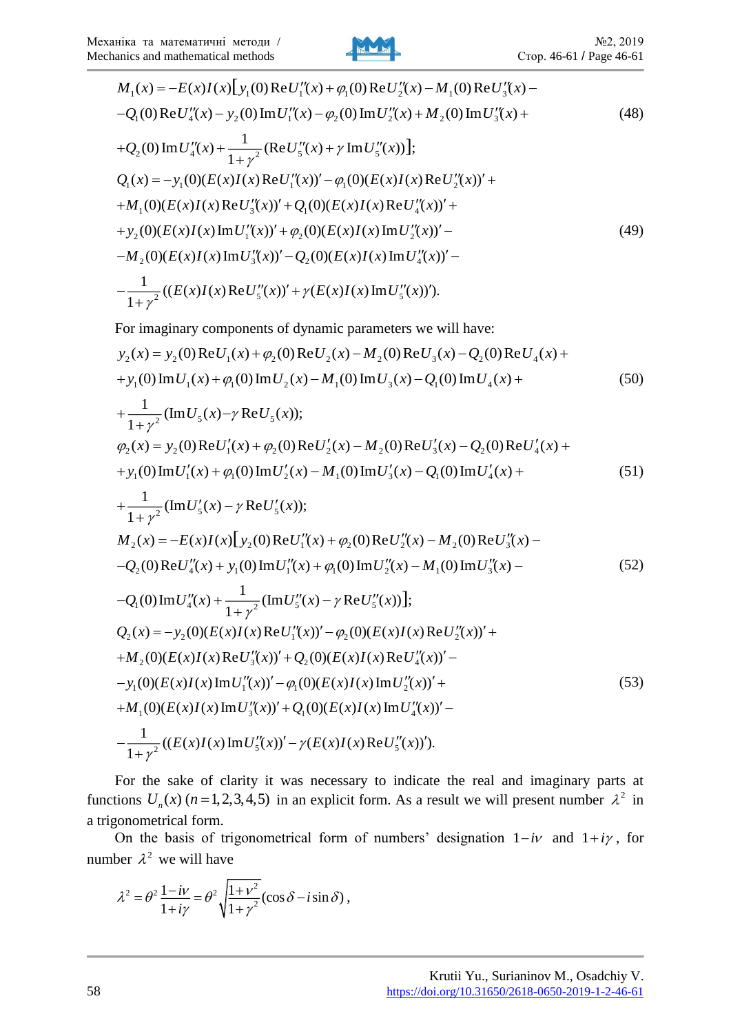$$
\begin{aligned}
M_1(x) = -E(x)I(x)\big[&y_1(0)\,\mathrm{Re}U_1''(x) + \varphi_1(0)\,\mathrm{Re}U_2''(x) - M_1(0)\,\mathrm{Re}U_3''(x) - \\
&-Q_1(0)\,\mathrm{Re}U_4''(x) - y_2(0)\,\mathrm{Im}U_1''(x) - \varphi_2(0)\,\mathrm{Im}U_2''(x) + M_2(0)\,\mathrm{Im}U_3''(x) + \\
&+Q_2(0)\,\mathrm{Im}U_4''(x) + \frac{1}{1+\gamma^2}(\mathrm{Re}U_5''(x) + \gamma\,\mathrm{Im}U_5''(x))\big];
\end{aligned} \tag{48}
$$

$$
\begin{aligned}
Q_1(x) = &-y_1(0)(E(x)I(x)\,\mathrm{Re}U_1''(x))' - \varphi_1(0)(E(x)I(x)\,\mathrm{Re}U_2''(x))' + \\
&+M_1(0)(E(x)I(x)\,\mathrm{Re}U_3''(x))' + Q_1(0)(E(x)I(x)\,\mathrm{Re}U_4''(x))' + \\
&+y_2(0)(E(x)I(x)\,\mathrm{Im}U_1''(x))' + \varphi_2(0)(E(x)I(x)\,\mathrm{Im}U_2''(x))' - \\
&-M_2(0)(E(x)I(x)\,\mathrm{Im}U_3''(x))' - Q_2(0)(E(x)I(x)\,\mathrm{Im}U_4''(x))' - \\
&-\frac{1}{1+\gamma^2}((E(x)I(x)\,\mathrm{Re}U_5''(x))' + \gamma(E(x)I(x)\,\mathrm{Im}U_5''(x))').
\end{aligned} \tag{49}
$$

For imaginary components of dynamic parameters we will have:

$$
\begin{aligned}
y_2(x) = &\,y_2(0)\,\mathrm{Re}U_1(x) + \varphi_2(0)\,\mathrm{Re}U_2(x) - M_2(0)\,\mathrm{Re}U_3(x) - Q_2(0)\,\mathrm{Re}U_4(x) + \\
&+y_1(0)\,\mathrm{Im}U_1(x) + \varphi_1(0)\,\mathrm{Im}U_2(x) - M_1(0)\,\mathrm{Im}U_3(x) - Q_1(0)\,\mathrm{Im}U_4(x) + \\
&+\frac{1}{1+\gamma^2}(\mathrm{Im}U_5(x) - \gamma\,\mathrm{Re}U_5(x));
\end{aligned} \tag{50}
$$

$$
\begin{aligned}
\varphi_2(x) = &\,y_2(0)\,\mathrm{Re}U_1'(x) + \varphi_2(0)\,\mathrm{Re}U_2'(x) - M_2(0)\,\mathrm{Re}U_3'(x) - Q_2(0)\,\mathrm{Re}U_4'(x) + \\
&+y_1(0)\,\mathrm{Im}U_1'(x) + \varphi_1(0)\,\mathrm{Im}U_2'(x) - M_1(0)\,\mathrm{Im}U_3'(x) - Q_1(0)\,\mathrm{Im}U_4'(x) + \\
&+\frac{1}{1+\gamma^2}(\mathrm{Im}U_5'(x) - \gamma\,\mathrm{Re}U_5'(x));
\end{aligned} \tag{51}
$$

$$
\begin{aligned}
M_2(x) = -E(x)I(x)\big[&y_2(0)\,\mathrm{Re}U_1''(x) + \varphi_2(0)\,\mathrm{Re}U_2''(x) - M_2(0)\,\mathrm{Re}U_3''(x) - \\
&-Q_2(0)\,\mathrm{Re}U_4''(x) + y_1(0)\,\mathrm{Im}U_1''(x) + \varphi_1(0)\,\mathrm{Im}U_2''(x) - M_1(0)\,\mathrm{Im}U_3''(x) - \\
&-Q_1(0)\,\mathrm{Im}U_4''(x) + \frac{1}{1+\gamma^2}(\mathrm{Im}U_5''(x) - \gamma\,\mathrm{Re}U_5''(x))\big];
\end{aligned} \tag{52}
$$

$$
\begin{aligned}
Q_2(x) = &-y_2(0)(E(x)I(x)\,\mathrm{Re}U_1''(x))' - \varphi_2(0)(E(x)I(x)\,\mathrm{Re}U_2''(x))' + \\
&+M_2(0)(E(x)I(x)\,\mathrm{Re}U_3''(x))' + Q_2(0)(E(x)I(x)\,\mathrm{Re}U_4''(x))' - \\
&-y_1(0)(E(x)I(x)\,\mathrm{Im}U_1''(x))' - \varphi_1(0)(E(x)I(x)\,\mathrm{Im}U_2''(x))' + \\
&+M_1(0)(E(x)I(x)\,\mathrm{Im}U_3''(x))' + Q_1(0)(E(x)I(x)\,\mathrm{Im}U_4''(x))' - \\
&-\frac{1}{1+\gamma^2}((E(x)I(x)\,\mathrm{Im}U_5''(x))' - \gamma(E(x)I(x)\,\mathrm{Re}U_5''(x))').
\end{aligned} \tag{53}
$$

For the sake of clarity it was necessary to indicate the real and imaginary parts at functions $U_n(x)$ $(n = 1,2,3,4,5)$ in an explicit form. As a result we will present number $\lambda^2$ in a trigonometrical form.

On the basis of trigonometrical form of numbers' designation $1 - i\nu$ and $1 + i\gamma$, for number $\lambda^2$ we will have

$$
\lambda^2 = \theta^2 \frac{1 - i\nu}{1 + i\gamma} = \theta^2 \sqrt{\frac{1+\nu^2}{1+\gamma^2}}(\cos\delta - i\sin\delta),
$$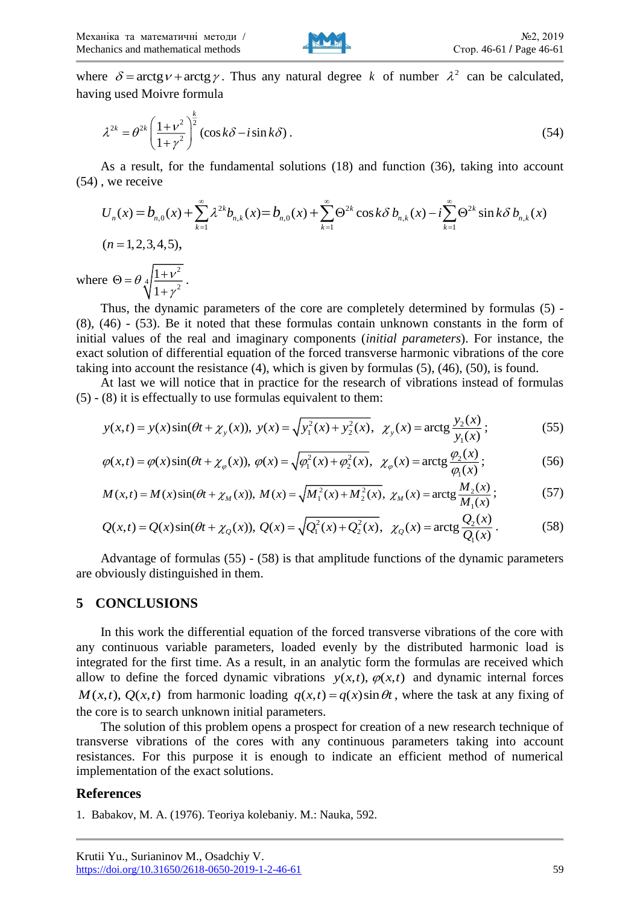where $\delta = \operatorname{arctg}\nu + \operatorname{arctg}\gamma$. Thus any natural degree $k$ of number $\lambda^2$ can be calculated, having used Moivre formula

$$\lambda^{2k} = \theta^{2k}\left(\frac{1+\nu^2}{1+\gamma^2}\right)^{\frac{k}{2}}(\cos k\delta - i\sin k\delta). \tag{54}$$

As a result, for the fundamental solutions (18) and function (36), taking into account (54) , we receive

$$U_n(x) = b_{n,0}(x) + \sum_{k=1}^{\infty}\lambda^{2k} b_{n,k}(x) = b_{n,0}(x) + \sum_{k=1}^{\infty}\Theta^{2k}\cos k\delta\, b_{n,k}(x) - i\sum_{k=1}^{\infty}\Theta^{2k}\sin k\delta\, b_{n,k}(x)$$

$(n = 1,2,3,4,5)$,

where $\Theta = \theta\sqrt[4]{\dfrac{1+\nu^2}{1+\gamma^2}}$.

Thus, the dynamic parameters of the core are completely determined by formulas (5) - (8), (46) - (53). Be it noted that these formulas contain unknown constants in the form of initial values of the real and imaginary components (*initial parameters*). For instance, the exact solution of differential equation of the forced transverse harmonic vibrations of the core taking into account the resistance (4), which is given by formulas (5), (46), (50), is found.

At last we will notice that in practice for the research of vibrations instead of formulas (5) - (8) it is effectually to use formulas equivalent to them:

$$y(x,t) = y(x)\sin(\theta t + \chi_y(x)),\ y(x) = \sqrt{y_1^2(x) + y_2^2(x)},\ \ \chi_y(x) = \operatorname{arctg}\frac{y_2(x)}{y_1(x)}; \tag{55}$$

$$\varphi(x,t) = \varphi(x)\sin(\theta t + \chi_\varphi(x)),\ \varphi(x) = \sqrt{\varphi_1^2(x) + \varphi_2^2(x)},\ \ \chi_\varphi(x) = \operatorname{arctg}\frac{\varphi_2(x)}{\varphi_1(x)}; \tag{56}$$

$$M(x,t) = M(x)\sin(\theta t + \chi_M(x)),\ M(x) = \sqrt{M_1^2(x) + M_2^2(x)},\ \chi_M(x) = \operatorname{arctg}\frac{M_2(x)}{M_1(x)}; \tag{57}$$

$$Q(x,t) = Q(x)\sin(\theta t + \chi_Q(x)),\ Q(x) = \sqrt{Q_1^2(x) + Q_2^2(x)},\ \ \chi_Q(x) = \operatorname{arctg}\frac{Q_2(x)}{Q_1(x)}. \tag{58}$$

Advantage of formulas (55) - (58) is that amplitude functions of the dynamic parameters are obviously distinguished in them.

## 5 CONCLUSIONS

In this work the differential equation of the forced transverse vibrations of the core with any continuous variable parameters, loaded evenly by the distributed harmonic load is integrated for the first time. As a result, in an analytic form the formulas are received which allow to define the forced dynamic vibrations $y(x,t)$, $\varphi(x,t)$ and dynamic internal forces $M(x,t)$, $Q(x,t)$ from harmonic loading $q(x,t) = q(x)\sin\theta t$, where the task at any fixing of the core is to search unknown initial parameters.

The solution of this problem opens a prospect for creation of a new research technique of transverse vibrations of the cores with any continuous parameters taking into account resistances. For this purpose it is enough to indicate an efficient method of numerical implementation of the exact solutions.

## References

1. Babakov, M. A. (1976). Teoriya kolebaniy. M.: Nauka, 592.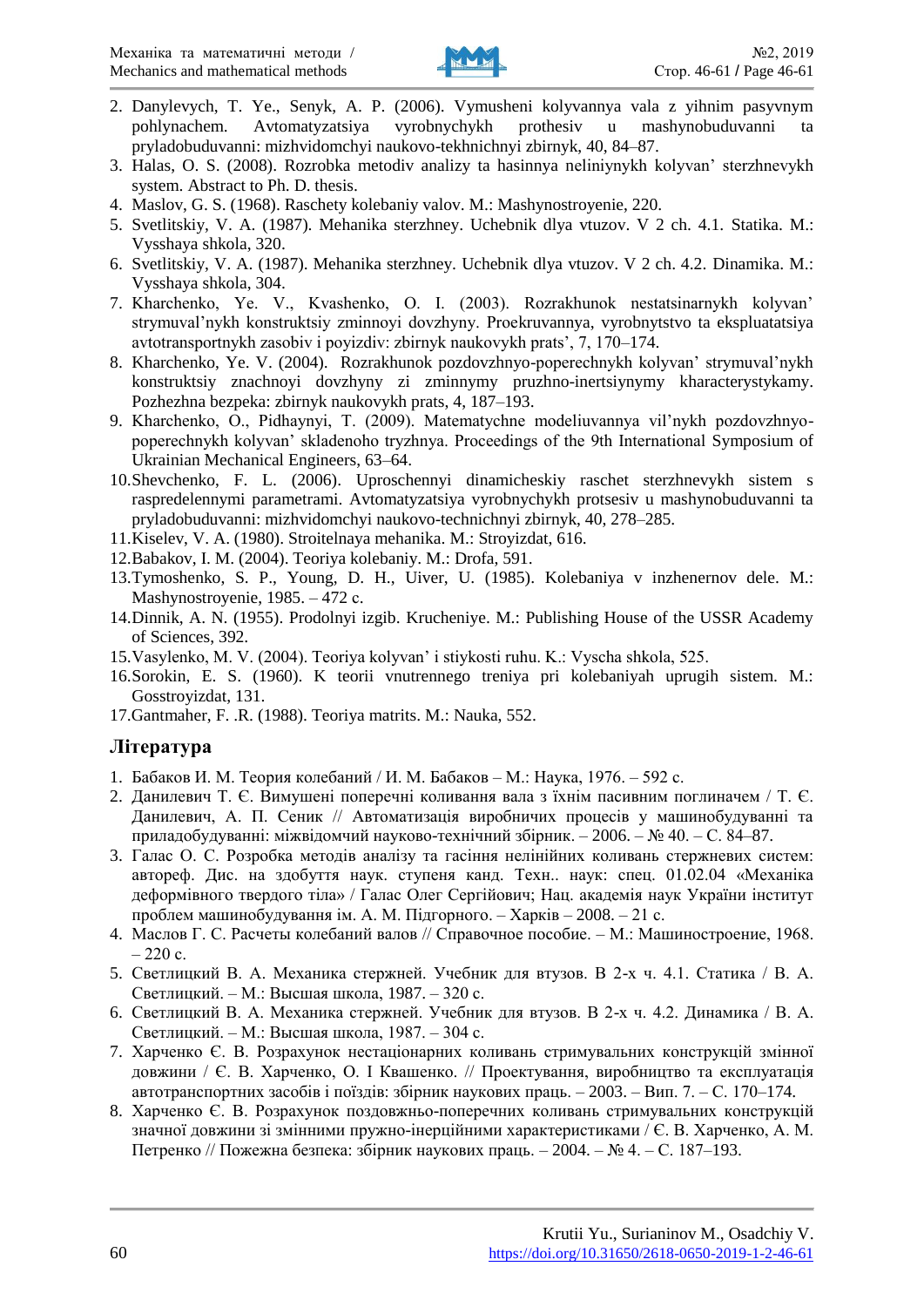2. Danylevych, T. Ye., Senyk, A. P. (2006). Vymusheni kolyvannya vala z yihnim pasyvnym pohlynachem. Avtomatyzatsiya vyrobnychykh prothesiv u mashynobuduvanni ta pryladobuduvanni: mizhvidomchyi naukovo-tekhnichnyi zbirnyk, 40, 84–87.
3. Halas, O. S. (2008). Rozrobka metodiv analizy ta hasinnya neliniynykh kolyvan' sterzhnevykh system. Abstract to Ph. D. thesis.
4. Maslov, G. S. (1968). Raschety kolebaniy valov. M.: Mashynostroyenie, 220.
5. Svetlitskiy, V. A. (1987). Mehanika sterzhney. Uchebnik dlya vtuzov. V 2 ch. 4.1. Statika. M.: Vysshaya shkola, 320.
6. Svetlitskiy, V. A. (1987). Mehanika sterzhney. Uchebnik dlya vtuzov. V 2 ch. 4.2. Dinamika. M.: Vysshaya shkola, 304.
7. Kharchenko, Ye. V., Kvashenko, O. I. (2003). Rozrakhunok nestatsinarnykh kolyvan' strymuval'nykh konstruktsiy zminnoyi dovzhyny. Proekruvannya, vyrobnytstvo ta ekspluatatsiya avtotransportnykh zasobiv i poyizdiv: zbirnyk naukovykh prats', 7, 170–174.
8. Kharchenko, Ye. V. (2004). Rozrakhunok pozdovzhnyo-poperechnykh kolyvan' strymuval'nykh konstruktsiy znachnoyi dovzhyny zi zminnymy pruzhno-inertsiynymy kharacterystykamy. Pozhezhna bezpeka: zbirnyk naukovykh prats, 4, 187–193.
9. Kharchenko, O., Pidhaynyi, T. (2009). Matematychne modeliuvannya vil'nykh pozdovzhnyo-poperechnykh kolyvan' skladenoho tryzhnya. Proceedings of the 9th International Symposium of Ukrainian Mechanical Engineers, 63–64.
10. Shevchenko, F. L. (2006). Uproschennyi dinamicheskiy raschet sterzhnevykh sistem s raspredelennymi parametrami. Avtomatyzatsiya vyrobnychykh protsesiv u mashynobuduvanni ta pryladobuduvanni: mizhvidomchyi naukovo-technichnyi zbirnyk, 40, 278–285.
11. Kiselev, V. A. (1980). Stroitelnaya mehanika. M.: Stroyizdat, 616.
12. Babakov, I. M. (2004). Teoriya kolebaniy. M.: Drofa, 591.
13. Tymoshenko, S. P., Young, D. H., Uiver, U. (1985). Kolebaniya v inzhenernov dele. M.: Mashynostroyenie, 1985. – 472 c.
14. Dinnik, A. N. (1955). Prodolnyi izgib. Krucheniye. M.: Publishing House of the USSR Academy of Sciences, 392.
15. Vasylenko, M. V. (2004). Teoriya kolyvan' i stiykosti ruhu. K.: Vyscha shkola, 525.
16. Sorokin, E. S. (1960). K teorii vnutrennego treniya pri kolebaniyah uprugih sistem. M.: Gosstroyizdat, 131.
17. Gantmaher, F. .R. (1988). Teoriya matrits. M.: Nauka, 552.

## Література

1. Бабаков И. М. Теория колебаний / И. М. Бабаков – М.: Наука, 1976. – 592 с.
2. Данилевич Т. Є. Вимушені поперечні коливання вала з їхнім пасивним поглиначем / Т. Є. Данилевич, А. П. Сеник // Автоматизація виробничих процесів у машинобудуванні та приладобудуванні: міжвідомчий науково-технічний збірник. – 2006. – № 40. – С. 84–87.
3. Галас О. С. Розробка методів аналізу та гасіння нелінійних коливань стержневих систем: автореф. Дис. на здобуття наук. ступеня канд. Техн.. наук: спец. 01.02.04 «Механіка деформівного твердого тіла» / Галас Олег Сергійович; Нац. академія наук України інститут проблем машинобудування ім. А. М. Підгорного. – Харків – 2008. – 21 с.
4. Маслов Г. С. Расчеты колебаний валов // Справочное пособие. – М.: Машиностроение, 1968. – 220 с.
5. Светлицкий В. А. Механика стержней. Учебник для втузов. В 2-х ч. 4.1. Статика / В. А. Светлицкий. – М.: Высшая школа, 1987. – 320 с.
6. Светлицкий В. А. Механика стержней. Учебник для втузов. В 2-х ч. 4.2. Динамика / В. А. Светлицкий. – М.: Высшая школа, 1987. – 304 с.
7. Харченко Є. В. Розрахунок нестаціонарних коливань стримувальних конструкцій змінної довжини / Є. В. Харченко, О. І Квашенко. // Проектування, виробництво та експлуатація автотранспортних засобів і поїздів: збірник наукових праць. – 2003. – Вип. 7. – С. 170–174.
8. Харченко Є. В. Розрахунок поздовжньо-поперечних коливань стримувальних конструкцій значної довжини зі змінними пружно-інерційними характеристиками / Є. В. Харченко, А. М. Петренко // Пожежна безпека: збірник наукових праць. – 2004. – № 4. – С. 187–193.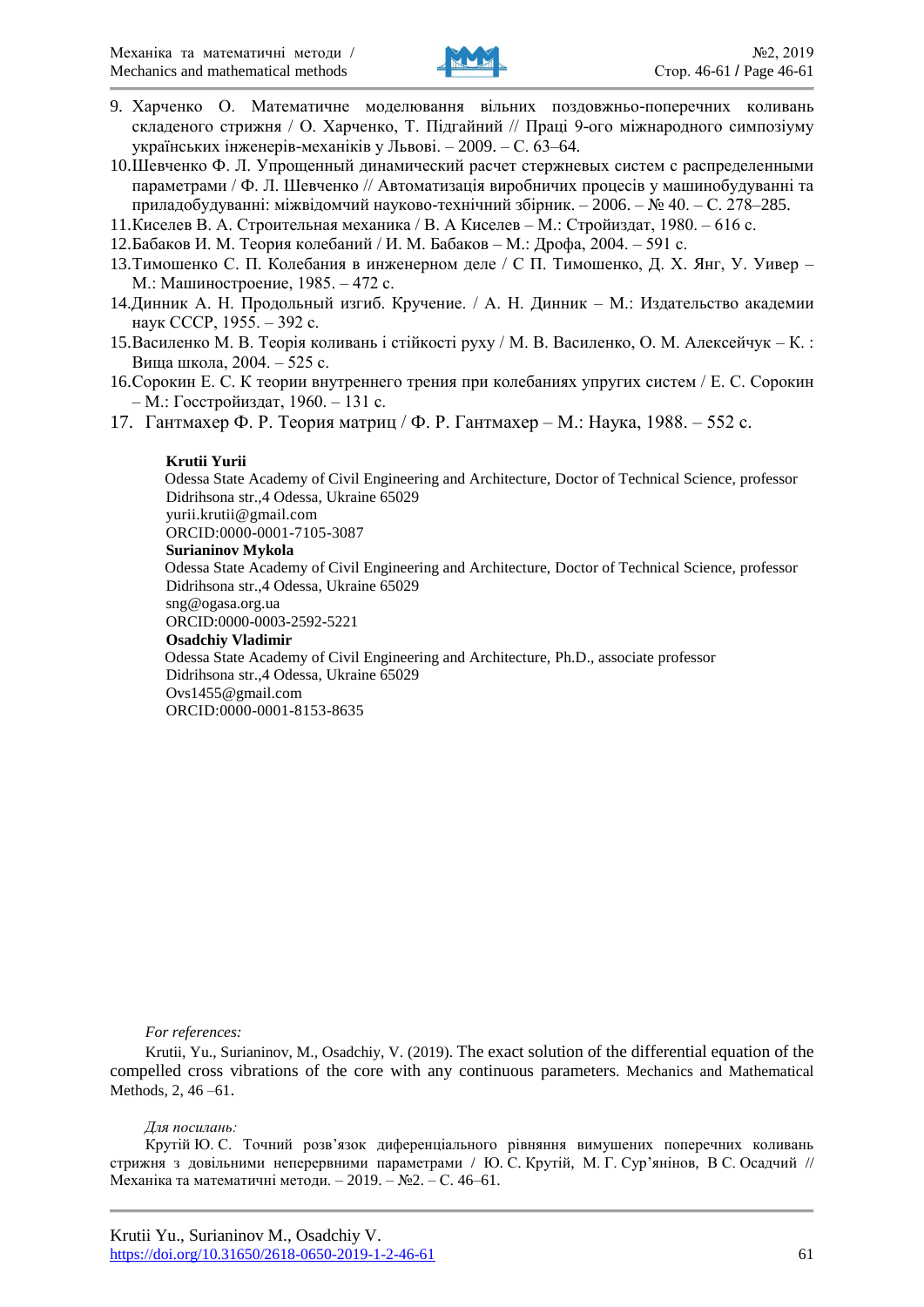9. Харченко О. Математичне моделювання вільних поздовжньо-поперечних коливань складеного стрижня / О. Харченко, Т. Підгайний // Праці 9-ого міжнародного симпозіуму українських інженерів-механіків у Львові. – 2009. – С. 63–64.
10. Шевченко Ф. Л. Упрощенный динамический расчет стержневых систем с распределенными параметрами / Ф. Л. Шевченко // Автоматизація виробничих процесів у машинобудуванні та приладобудуванні: міжвідомчий науково-технічний збірник. – 2006. – № 40. – С. 278–285.
11. Киселев В. А. Строительная механика / В. А Киселев – М.: Стройиздат, 1980. – 616 с.
12. Бабаков И. М. Теория колебаний / И. М. Бабаков – М.: Дрофа, 2004. – 591 с.
13. Тимошенко С. П. Колебания в инженерном деле / С П. Тимошенко, Д. Х. Янг, У. Уивер – М.: Машиностроение, 1985. – 472 с.
14. Динник А. Н. Продольный изгиб. Кручение. / А. Н. Динник – М.: Издательство академии наук СССР, 1955. – 392 с.
15. Василенко М. В. Теорія коливань і стійкості руху / М. В. Василенко, О. М. Алексейчук – К. : Вища школа, 2004. – 525 с.
16. Сорокин Е. С. К теории внутреннего трения при колебаниях упругих систем / Е. С. Сорокин – М.: Госстройиздат, 1960. – 131 с.
17. Гантмахер Ф. Р. Теория матриц / Ф. Р. Гантмахер – М.: Наука, 1988. – 552 с.

**Krutii Yurii**
Odessa State Academy of Civil Engineering and Architecture, Doctor of Technical Science, professor
Didrihsona str.,4 Odessa, Ukraine 65029
yurii.krutii@gmail.com
ORCID:0000-0001-7105-3087

**Surianinov Mykola**
Odessa State Academy of Civil Engineering and Architecture, Doctor of Technical Science, professor
Didrihsona str.,4 Odessa, Ukraine 65029
sng@ogasa.org.ua
ORCID:0000-0003-2592-5221

**Osadchiy Vladimir**
Odessa State Academy of Civil Engineering and Architecture, Ph.D., associate professor
Didrihsona str.,4 Odessa, Ukraine 65029
Ovs1455@gmail.com
ORCID:0000-0001-8153-8635

*For references:*

Krutii, Yu., Surianinov, M., Osadchiy, V. (2019). The exact solution of the differential equation of the compelled cross vibrations of the core with any continuous parameters. Mechanics and Mathematical Methods, 2, 46 –61.

*Для посилань:*

Крутій Ю. С. Точний розв'язок диференціального рівняння вимушених поперечних коливань стрижня з довільними неперервними параметрами / Ю. С. Крутій, М. Г. Сур'янінов, В С. Осадчий // Механіка та математичні методи. – 2019. – №2. – С. 46–61.

Krutii Yu., Surianinov M., Osadchiy V.
https://doi.org/10.31650/2618-0650-2019-1-2-46-61